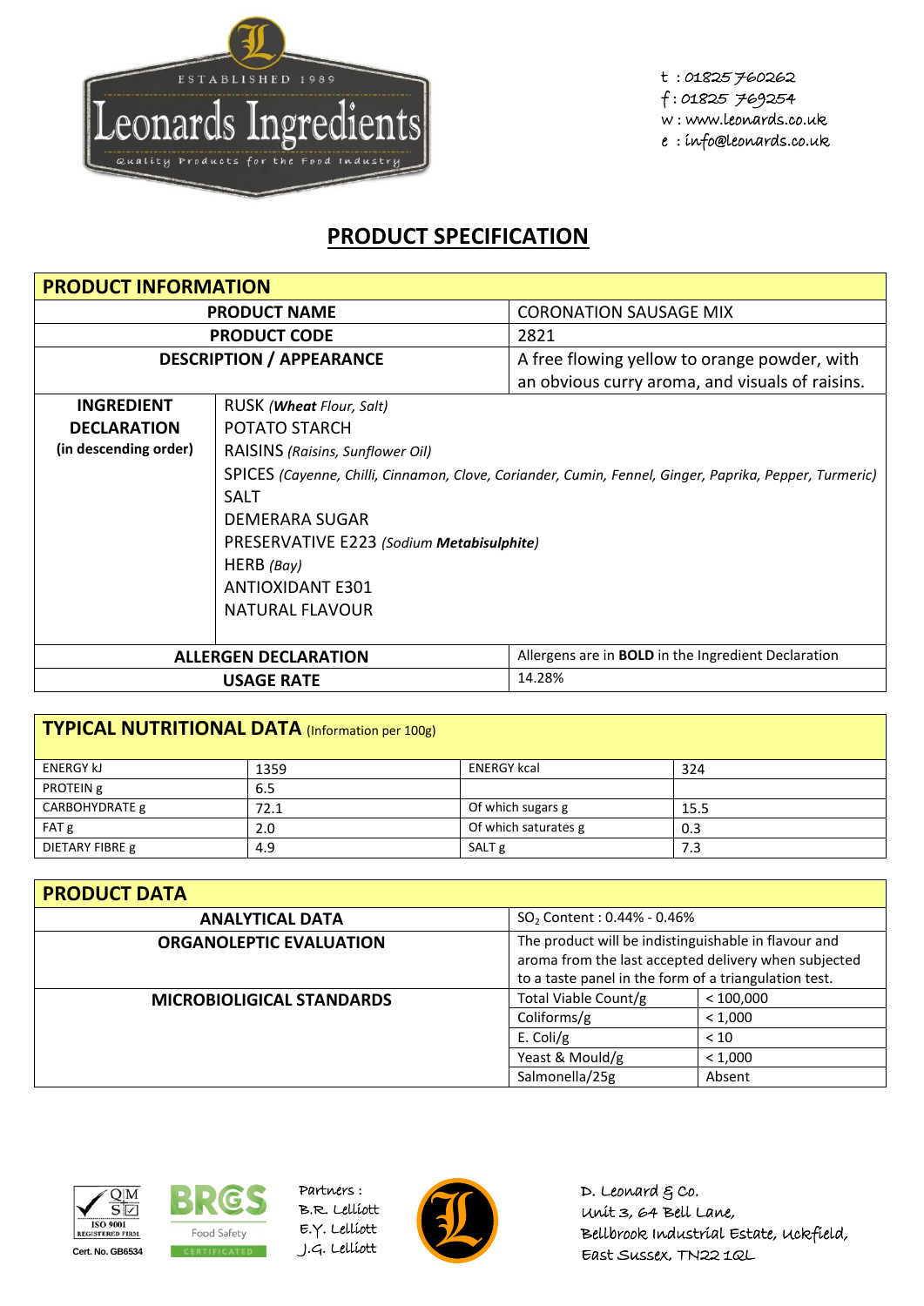ESTABLISHED 1989

Leonards Ingredients

Quality Products for the Food Industry

t : 01825 760262
f : 01825 769254
w : www.leonards.co.uk
e : info@leonards.co.uk

# PRODUCT SPECIFICATION

| PRODUCT INFORMATION | |
|---|---|
| **PRODUCT NAME** | CORONATION SAUSAGE MIX |
| **PRODUCT CODE** | 2821 |
| **DESCRIPTION / APPEARANCE** | A free flowing yellow to orange powder, with an obvious curry aroma, and visuals of raisins. |
| **INGREDIENT DECLARATION (in descending order)** | RUSK *(**Wheat** Flour, Salt)*<br>POTATO STARCH<br>RAISINS *(Raisins, Sunflower Oil)*<br>SPICES *(Cayenne, Chilli, Cinnamon, Clove, Coriander, Cumin, Fennel, Ginger, Paprika, Pepper, Turmeric)*<br>SALT<br>DEMERARA SUGAR<br>PRESERVATIVE E223 *(Sodium **Metabisulphite**)*<br>HERB *(Bay)*<br>ANTIOXIDANT E301<br>NATURAL FLAVOUR |
| **ALLERGEN DECLARATION** | Allergens are in **BOLD** in the Ingredient Declaration |
| **USAGE RATE** | 14.28% |

| **TYPICAL NUTRITIONAL DATA** (Information per 100g) | | | |
|---|---|---|---|
| ENERGY kJ | 1359 | ENERGY kcal | 324 |
| PROTEIN g | 6.5 | | |
| CARBOHYDRATE g | 72.1 | Of which sugars g | 15.5 |
| FAT g | 2.0 | Of which saturates g | 0.3 |
| DIETARY FIBRE g | 4.9 | SALT g | 7.3 |

| PRODUCT DATA | | |
|---|---|---|
| **ANALYTICAL DATA** | $SO_2$ Content : 0.44% - 0.46% | |
| **ORGANOLEPTIC EVALUATION** | The product will be indistinguishable in flavour and aroma from the last accepted delivery when subjected to a taste panel in the form of a triangulation test. | |
| **MICROBIOLIGICAL STANDARDS** | Total Viable Count/g | < 100,000 |
| | Coliforms/g | < 1,000 |
| | E. Coli/g | < 10 |
| | Yeast & Mould/g | < 1,000 |
| | Salmonella/25g | Absent |

QMS ISO 9001 REGISTERED FIRM Cert. No. GB6534

BRCGS Food Safety CERTIFICATED

Partners :
B.R. Lelliott
E.Y. Lelliott
J.G. Lelliott

D. Leonard & Co.
Unit 3, 64 Bell Lane,
Bellbrook Industrial Estate, Uckfield,
East Sussex, TN22 1QL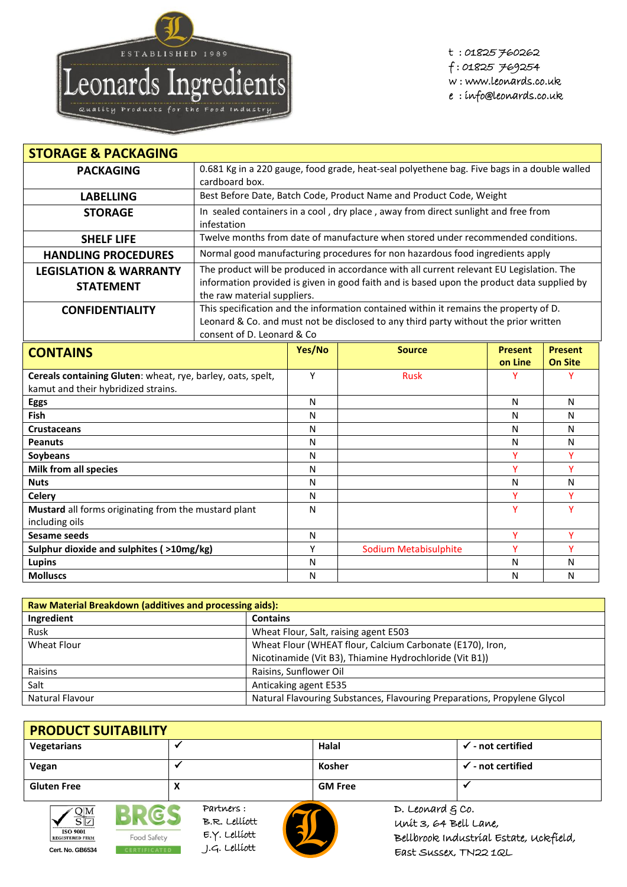# Leonards Ingredients

ESTABLISHED 1989

Quality Products for the Food Industry

t : 01825 760262
f : 01825 769254
w : www.leonards.co.uk
e : info@leonards.co.uk

## STORAGE & PACKAGING

| | |
|---|---|
| **PACKAGING** | 0.681 Kg in a 220 gauge, food grade, heat-seal polyethene bag. Five bags in a double walled cardboard box. |
| **LABELLING** | Best Before Date, Batch Code, Product Name and Product Code, Weight |
| **STORAGE** | In sealed containers in a cool , dry place , away from direct sunlight and free from infestation |
| **SHELF LIFE** | Twelve months from date of manufacture when stored under recommended conditions. |
| **HANDLING PROCEDURES** | Normal good manufacturing procedures for non hazardous food ingredients apply |
| **LEGISLATION & WARRANTY STATEMENT** | The product will be produced in accordance with all current relevant EU Legislation. The information provided is given in good faith and is based upon the product data supplied by the raw material suppliers. |
| **CONFIDENTIALITY** | This specification and the information contained within it remains the property of D. Leonard & Co. and must not be disclosed to any third party without the prior written consent of D. Leonard & Co |

| **CONTAINS** | **Yes/No** | **Source** | **Present on Line** | **Present On Site** |
|---|---|---|---|---|
| **Cereals containing Gluten**: wheat, rye, barley, oats, spelt, kamut and their hybridized strains. | Y | Rusk | Y | Y |
| **Eggs** | N | | N | N |
| **Fish** | N | | N | N |
| **Crustaceans** | N | | N | N |
| **Peanuts** | N | | N | N |
| **Soybeans** | N | | Y | Y |
| **Milk from all species** | N | | Y | Y |
| **Nuts** | N | | N | N |
| **Celery** | N | | Y | Y |
| **Mustard** all forms originating from the mustard plant including oils | N | | Y | Y |
| **Sesame seeds** | N | | Y | Y |
| **Sulphur dioxide and sulphites ( >10mg/kg)** | Y | Sodium Metabisulphite | Y | Y |
| **Lupins** | N | | N | N |
| **Molluscs** | N | | N | N |

| **Raw Material Breakdown (additives and processing aids):** | |
|---|---|
| **Ingredient** | **Contains** |
| Rusk | Wheat Flour, Salt, raising agent E503 |
| Wheat Flour | Wheat Flour (WHEAT flour, Calcium Carbonate (E170), Iron, Nicotinamide (Vit B3), Thiamine Hydrochloride (Vit B1)) |
| Raisins | Raisins, Sunflower Oil |
| Salt | Anticaking agent E535 |
| Natural Flavour | Natural Flavouring Substances, Flavouring Preparations, Propylene Glycol |

## PRODUCT SUITABILITY

| | | | |
|---|---|---|---|
| **Vegetarians** | ✔ | **Halal** | ✔ - not certified |
| **Vegan** | ✔ | **Kosher** | ✔ - not certified |
| **Gluten Free** | X | **GM Free** | ✔ |

QMS ISO 9001 REGISTERED FIRM Cert. No. GB6534

BRCGS Food Safety CERTIFICATED

Partners :
B.R. Lelliott
E.Y. Lelliott
J.G. Lelliott

D. Leonard & Co.
Unit 3, 64 Bell Lane,
Bellbrook Industrial Estate, Uckfield,
East Sussex, TN22 1QL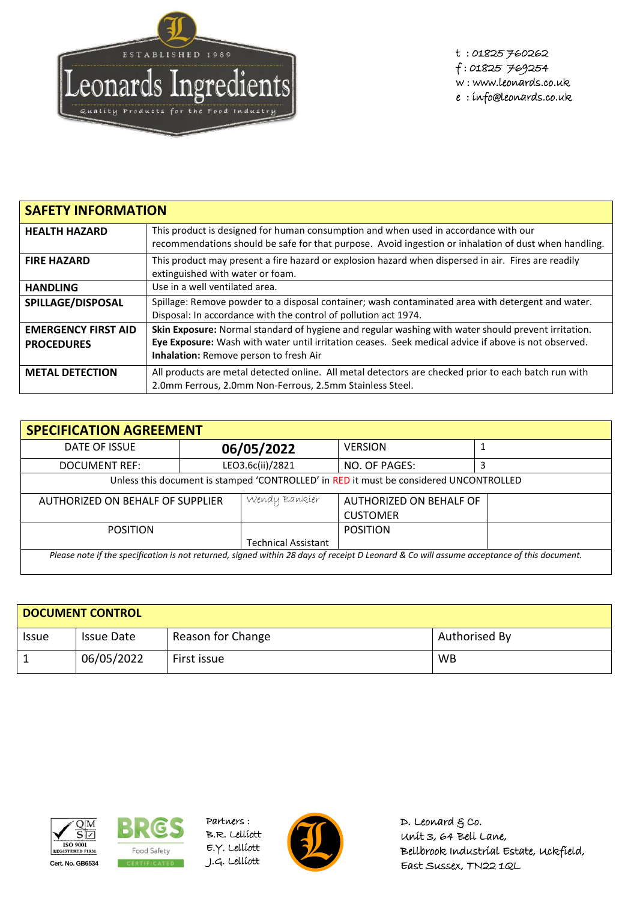## SAFETY INFORMATION

| | |
|---|---|
| **HEALTH HAZARD** | This product is designed for human consumption and when used in accordance with our recommendations should be safe for that purpose. Avoid ingestion or inhalation of dust when handling. |
| **FIRE HAZARD** | This product may present a fire hazard or explosion hazard when dispersed in air. Fires are readily extinguished with water or foam. |
| **HANDLING** | Use in a well ventilated area. |
| **SPILLAGE/DISPOSAL** | Spillage: Remove powder to a disposal container; wash contaminated area with detergent and water. Disposal: In accordance with the control of pollution act 1974. |
| **EMERGENCY FIRST AID PROCEDURES** | **Skin Exposure:** Normal standard of hygiene and regular washing with water should prevent irritation. **Eye Exposure:** Wash with water until irritation ceases. Seek medical advice if above is not observed. **Inhalation:** Remove person to fresh Air |
| **METAL DETECTION** | All products are metal detected online. All metal detectors are checked prior to each batch run with 2.0mm Ferrous, 2.0mm Non-Ferrous, 2.5mm Stainless Steel. |

## SPECIFICATION AGREEMENT

| | | | |
|---|---|---|---|
| DATE OF ISSUE | **06/05/2022** | VERSION | 1 |
| DOCUMENT REF: | LEO3.6c(ii)/2821 | NO. OF PAGES: | 3 |
| Unless this document is stamped 'CONTROLLED' in RED it must be considered UNCONTROLLED | | | |
| AUTHORIZED ON BEHALF OF SUPPLIER | Wendy Bankier | AUTHORIZED ON BEHALF OF CUSTOMER | |
| POSITION | Technical Assistant | POSITION | |

*Please note if the specification is not returned, signed within 28 days of receipt D Leonard & Co will assume acceptance of this document.*

## DOCUMENT CONTROL

| Issue | Issue Date | Reason for Change | Authorised By |
|---|---|---|---|
| 1 | 06/05/2022 | First issue | WB |